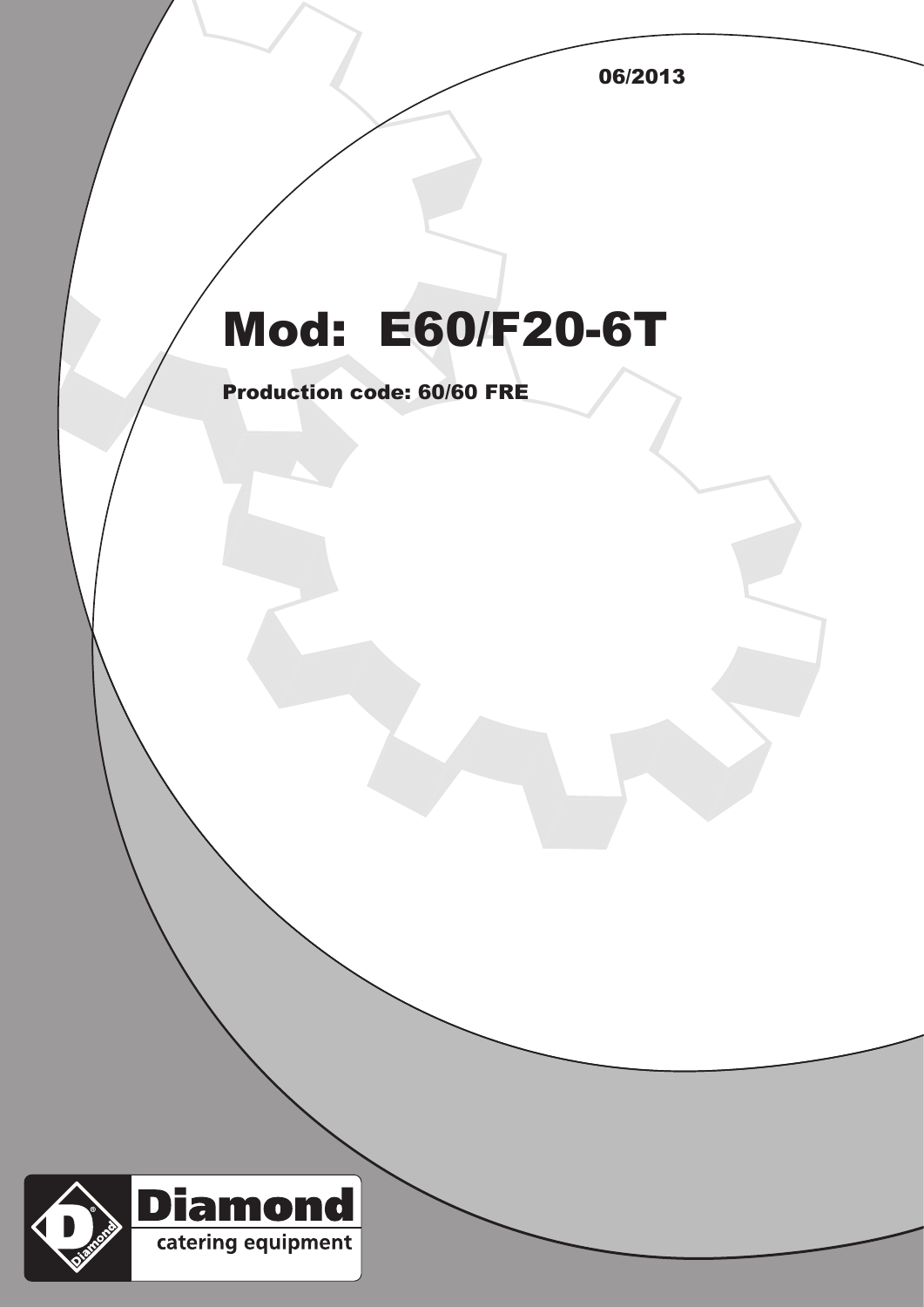06/2013

# Mod: E60/F20-6T

**Production code: 60/60 FRE**

Diamond
catering equipment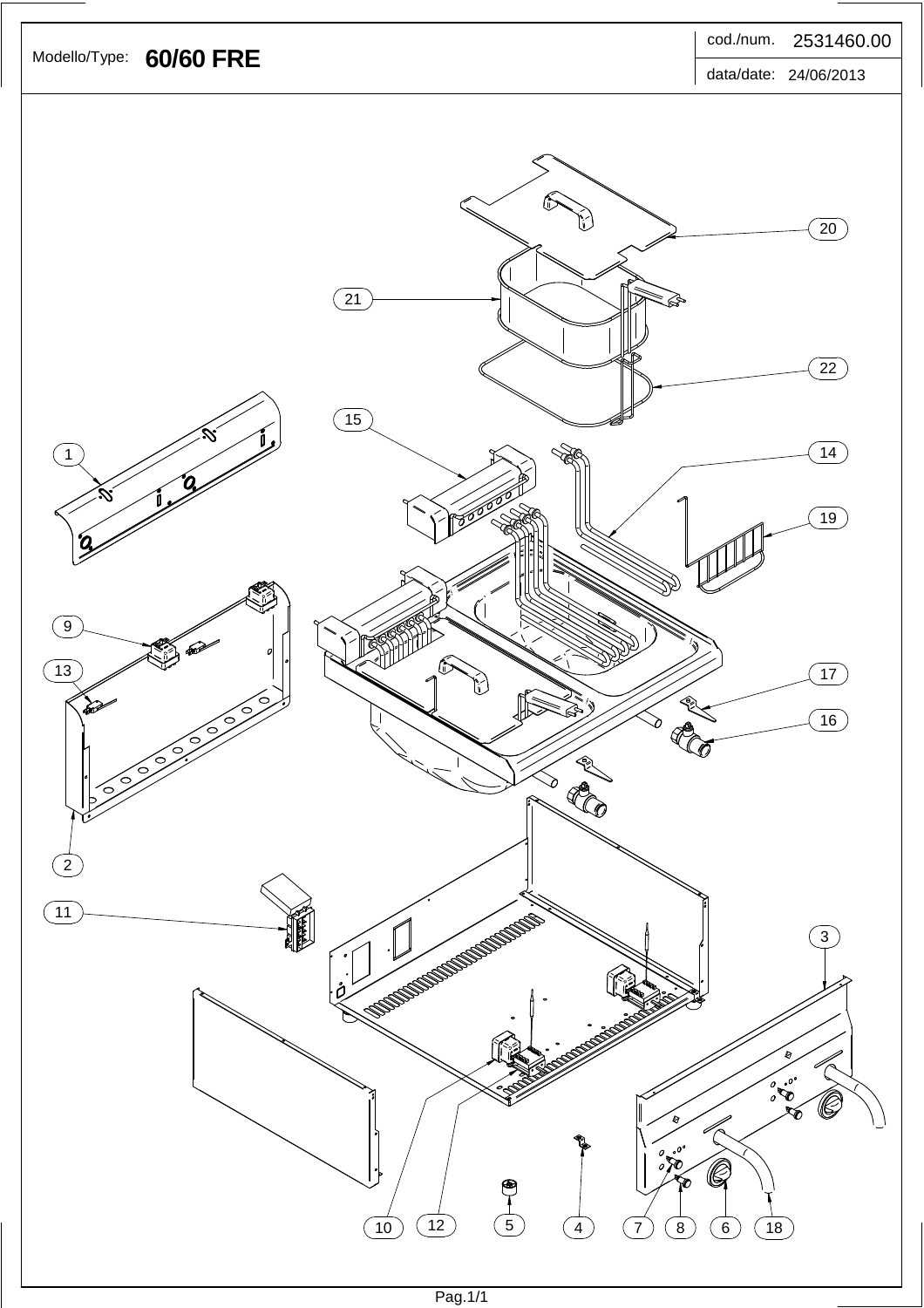| Modello/Type: | 60/60 FRE | cod./num. | 2531460.00 |
| --- | --- | --- | --- |
| | | data/date: | 24/06/2013 |

20

21

22

15

1

14

19

9

13

17

16

2

11

3

10 12 5 4 7 8 6 18

Pag.1/1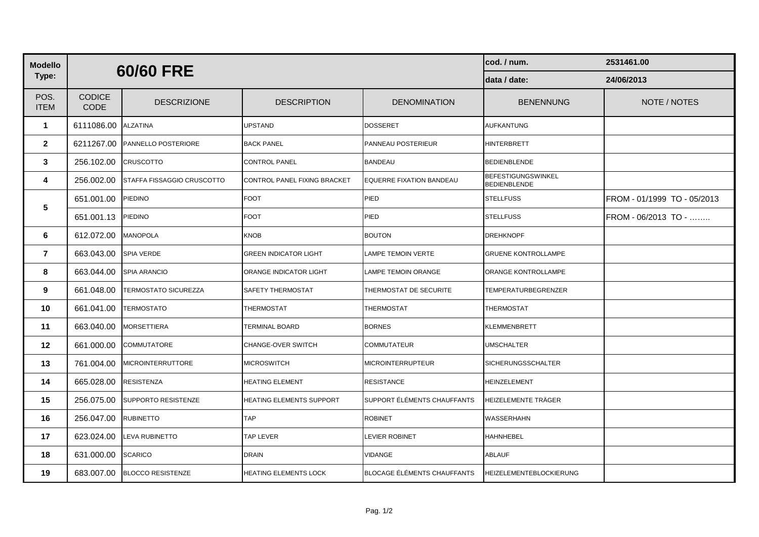| Modello Type: | 60/60 FRE | | | | cod. / num. | 2531461.00 |
|---|---|---|---|---|---|---|
| | | | | | data / date: | 24/06/2013 |
| POS. ITEM | CODICE CODE | DESCRIZIONE | DESCRIPTION | DENOMINATION | BENENNUNG | NOTE / NOTES |
| 1 | 6111086.00 | ALZATINA | UPSTAND | DOSSERET | AUFKANTUNG | |
| 2 | 6211267.00 | PANNELLO POSTERIORE | BACK PANEL | PANNEAU POSTERIEUR | HINTERBRETT | |
| 3 | 256.102.00 | CRUSCOTTO | CONTROL PANEL | BANDEAU | BEDIENBLENDE | |
| 4 | 256.002.00 | STAFFA FISSAGGIO CRUSCOTTO | CONTROL PANEL FIXING BRACKET | EQUERRE FIXATION BANDEAU | BEFESTIGUNGSWINKEL BEDIENBLENDE | |
| 5 | 651.001.00 | PIEDINO | FOOT | PIED | STELLFUSS | FROM - 01/1999 TO - 05/2013 |
| | 651.001.13 | PIEDINO | FOOT | PIED | STELLFUSS | FROM - 06/2013 TO - …….. |
| 6 | 612.072.00 | MANOPOLA | KNOB | BOUTON | DREHKNOPF | |
| 7 | 663.043.00 | SPIA VERDE | GREEN INDICATOR LIGHT | LAMPE TEMOIN VERTE | GRUENE KONTROLLAMPE | |
| 8 | 663.044.00 | SPIA ARANCIO | ORANGE INDICATOR LIGHT | LAMPE TEMOIN ORANGE | ORANGE KONTROLLAMPE | |
| 9 | 661.048.00 | TERMOSTATO SICUREZZA | SAFETY THERMOSTAT | THERMOSTAT DE SECURITE | TEMPERATURBEGRENZER | |
| 10 | 661.041.00 | TERMOSTATO | THERMOSTAT | THERMOSTAT | THERMOSTAT | |
| 11 | 663.040.00 | MORSETTIERA | TERMINAL BOARD | BORNES | KLEMMENBRETT | |
| 12 | 661.000.00 | COMMUTATORE | CHANGE-OVER SWITCH | COMMUTATEUR | UMSCHALTER | |
| 13 | 761.004.00 | MICROINTERRUTTORE | MICROSWITCH | MICROINTERRUPTEUR | SICHERUNGSSCHALTER | |
| 14 | 665.028.00 | RESISTENZA | HEATING ELEMENT | RESISTANCE | HEINZELEMENT | |
| 15 | 256.075.00 | SUPPORTO RESISTENZE | HEATING ELEMENTS SUPPORT | SUPPORT ÉLÉMENTS CHAUFFANTS | HEIZELEMENTE TRÄGER | |
| 16 | 256.047.00 | RUBINETTO | TAP | ROBINET | WASSERHAHN | |
| 17 | 623.024.00 | LEVA RUBINETTO | TAP LEVER | LEVIER ROBINET | HAHNHEBEL | |
| 18 | 631.000.00 | SCARICO | DRAIN | VIDANGE | ABLAUF | |
| 19 | 683.007.00 | BLOCCO RESISTENZE | HEATING ELEMENTS LOCK | BLOCAGE ÉLÉMENTS CHAUFFANTS | HEIZELEMENTEBLOCKIERUNG | |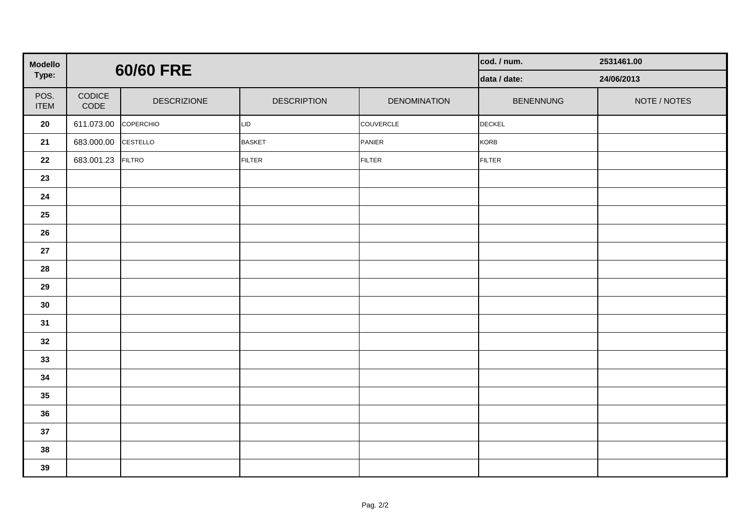| Modello Type: | 60/60 FRE | | | | cod. / num. | 2531461.00 |
|---|---|---|---|---|---|---|
| | | | | | data / date: | 24/06/2013 |
| POS. ITEM | CODICE CODE | DESCRIZIONE | DESCRIPTION | DENOMINATION | BENENNUNG | NOTE / NOTES |
| 20 | 611.073.00 | COPERCHIO | LID | COUVERCLE | DECKEL | |
| 21 | 683.000.00 | CESTELLO | BASKET | PANIER | KORB | |
| 22 | 683.001.23 | FILTRO | FILTER | FILTER | FILTER | |
| 23 | | | | | | |
| 24 | | | | | | |
| 25 | | | | | | |
| 26 | | | | | | |
| 27 | | | | | | |
| 28 | | | | | | |
| 29 | | | | | | |
| 30 | | | | | | |
| 31 | | | | | | |
| 32 | | | | | | |
| 33 | | | | | | |
| 34 | | | | | | |
| 35 | | | | | | |
| 36 | | | | | | |
| 37 | | | | | | |
| 38 | | | | | | |
| 39 | | | | | | |